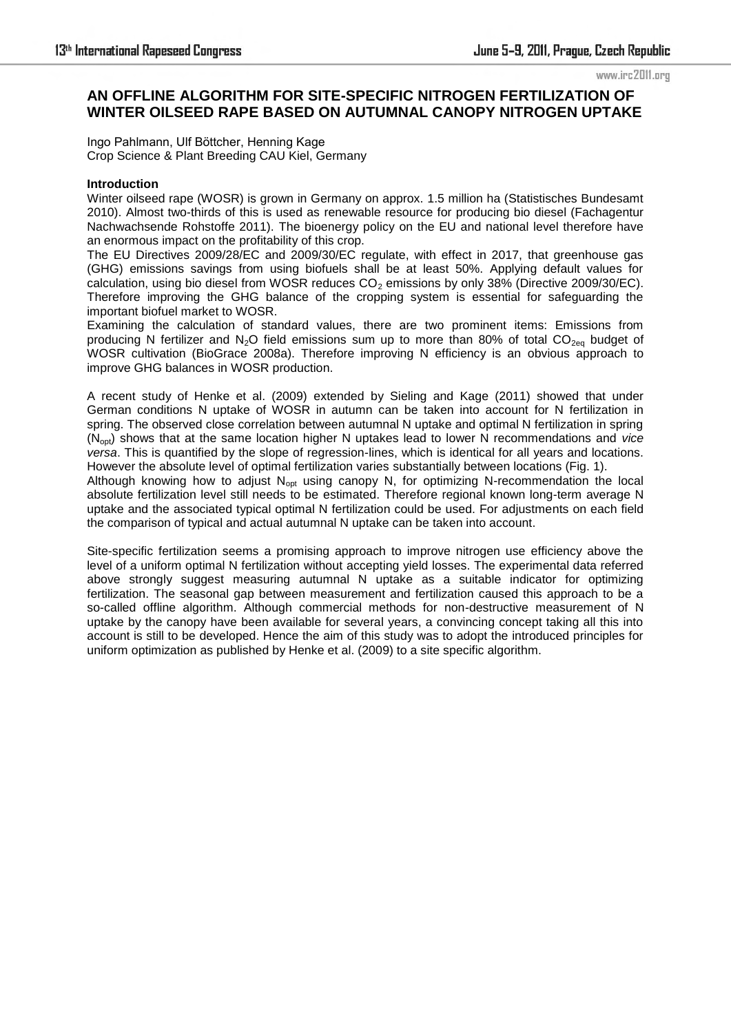# AN OFFLINE ALGORITHM FOR SITE-SPECIFIC NITROGEN FERTILIZATION OF WINTER OILSEED RAPE BASED ON AUTUMNAL CANOPY NITROGEN UPTAKE

Ingo Pahlmann, Ulf Böttcher, Henning Kage
Crop Science & Plant Breeding CAU Kiel, Germany

## Introduction

Winter oilseed rape (WOSR) is grown in Germany on approx. 1.5 million ha (Statistisches Bundesamt 2010). Almost two-thirds of this is used as renewable resource for producing bio diesel (Fachagentur Nachwachsende Rohstoffe 2011). The bioenergy policy on the EU and national level therefore have an enormous impact on the profitability of this crop.

The EU Directives 2009/28/EC and 2009/30/EC regulate, with effect in 2017, that greenhouse gas (GHG) emissions savings from using biofuels shall be at least 50%. Applying default values for calculation, using bio diesel from WOSR reduces $CO_2$ emissions by only 38% (Directive 2009/30/EC). Therefore improving the GHG balance of the cropping system is essential for safeguarding the important biofuel market to WOSR.

Examining the calculation of standard values, there are two prominent items: Emissions from producing N fertilizer and $N_2O$ field emissions sum up to more than 80% of total $CO_{2eq}$ budget of WOSR cultivation (BioGrace 2008a). Therefore improving N efficiency is an obvious approach to improve GHG balances in WOSR production.

A recent study of Henke et al. (2009) extended by Sieling and Kage (2011) showed that under German conditions N uptake of WOSR in autumn can be taken into account for N fertilization in spring. The observed close correlation between autumnal N uptake and optimal N fertilization in spring ($N_{opt}$) shows that at the same location higher N uptakes lead to lower N recommendations and *vice versa*. This is quantified by the slope of regression-lines, which is identical for all years and locations. However the absolute level of optimal fertilization varies substantially between locations (Fig. 1).

Although knowing how to adjust $N_{opt}$ using canopy N, for optimizing N-recommendation the local absolute fertilization level still needs to be estimated. Therefore regional known long-term average N uptake and the associated typical optimal N fertilization could be used. For adjustments on each field the comparison of typical and actual autumnal N uptake can be taken into account.

Site-specific fertilization seems a promising approach to improve nitrogen use efficiency above the level of a uniform optimal N fertilization without accepting yield losses. The experimental data referred above strongly suggest measuring autumnal N uptake as a suitable indicator for optimizing fertilization. The seasonal gap between measurement and fertilization caused this approach to be a so-called offline algorithm. Although commercial methods for non-destructive measurement of N uptake by the canopy have been available for several years, a convincing concept taking all this into account is still to be developed. Hence the aim of this study was to adopt the introduced principles for uniform optimization as published by Henke et al. (2009) to a site specific algorithm.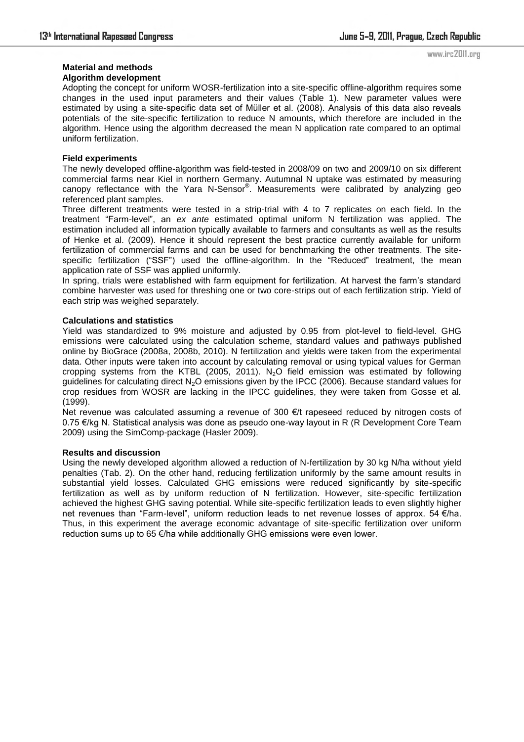## Material and methods

### Algorithm development

Adopting the concept for uniform WOSR-fertilization into a site-specific offline-algorithm requires some changes in the used input parameters and their values (Table 1). New parameter values were estimated by using a site-specific data set of Müller et al. (2008). Analysis of this data also reveals potentials of the site-specific fertilization to reduce N amounts, which therefore are included in the algorithm. Hence using the algorithm decreased the mean N application rate compared to an optimal uniform fertilization.

### Field experiments

The newly developed offline-algorithm was field-tested in 2008/09 on two and 2009/10 on six different commercial farms near Kiel in northern Germany. Autumnal N uptake was estimated by measuring canopy reflectance with the Yara N-Sensor®. Measurements were calibrated by analyzing geo referenced plant samples.

Three different treatments were tested in a strip-trial with 4 to 7 replicates on each field. In the treatment "Farm-level", an *ex ante* estimated optimal uniform N fertilization was applied. The estimation included all information typically available to farmers and consultants as well as the results of Henke et al. (2009). Hence it should represent the best practice currently available for uniform fertilization of commercial farms and can be used for benchmarking the other treatments. The site-specific fertilization ("SSF") used the offline-algorithm. In the "Reduced" treatment, the mean application rate of SSF was applied uniformly.

In spring, trials were established with farm equipment for fertilization. At harvest the farm's standard combine harvester was used for threshing one or two core-strips out of each fertilization strip. Yield of each strip was weighed separately.

### Calculations and statistics

Yield was standardized to 9% moisture and adjusted by 0.95 from plot-level to field-level. GHG emissions were calculated using the calculation scheme, standard values and pathways published online by BioGrace (2008a, 2008b, 2010). N fertilization and yields were taken from the experimental data. Other inputs were taken into account by calculating removal or using typical values for German cropping systems from the KTBL (2005, 2011). $N_2O$ field emission was estimated by following guidelines for calculating direct $N_2O$ emissions given by the IPCC (2006). Because standard values for crop residues from WOSR are lacking in the IPCC guidelines, they were taken from Gosse et al. (1999).

Net revenue was calculated assuming a revenue of 300 €/t rapeseed reduced by nitrogen costs of 0.75 €/kg N. Statistical analysis was done as pseudo one-way layout in R (R Development Core Team 2009) using the SimComp-package (Hasler 2009).

## Results and discussion

Using the newly developed algorithm allowed a reduction of N-fertilization by 30 kg N/ha without yield penalties (Tab. 2). On the other hand, reducing fertilization uniformly by the same amount results in substantial yield losses. Calculated GHG emissions were reduced significantly by site-specific fertilization as well as by uniform reduction of N fertilization. However, site-specific fertilization achieved the highest GHG saving potential. While site-specific fertilization leads to even slightly higher net revenues than "Farm-level", uniform reduction leads to net revenue losses of approx. 54 €/ha. Thus, in this experiment the average economic advantage of site-specific fertilization over uniform reduction sums up to 65 €/ha while additionally GHG emissions were even lower.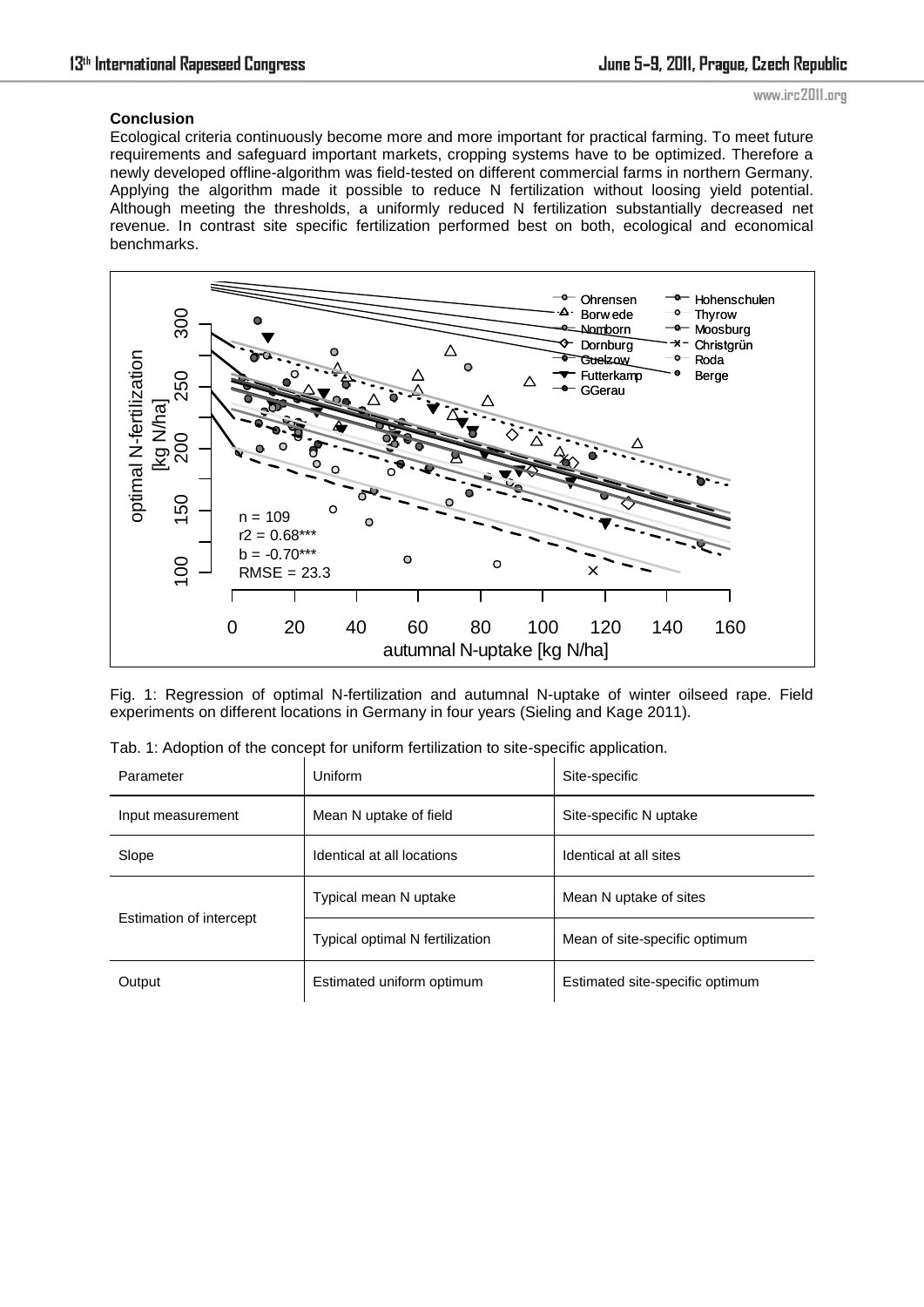**Conclusion**

Ecological criteria continuously become more and more important for practical farming. To meet future requirements and safeguard important markets, cropping systems have to be optimized. Therefore a newly developed offline-algorithm was field-tested on different commercial farms in northern Germany. Applying the algorithm made it possible to reduce N fertilization without loosing yield potential. Although meeting the thresholds, a uniformly reduced N fertilization substantially decreased net revenue. In contrast site specific fertilization performed best on both, ecological and economical benchmarks.

Fig. 1: Regression of optimal N-fertilization and autumnal N-uptake of winter oilseed rape. Field experiments on different locations in Germany in four years (Sieling and Kage 2011).

Tab. 1: Adoption of the concept for uniform fertilization to site-specific application.

| Parameter | Uniform | Site-specific |
|---|---|---|
| Input measurement | Mean N uptake of field | Site-specific N uptake |
| Slope | Identical at all locations | Identical at all sites |
| Estimation of intercept | Typical mean N uptake | Mean N uptake of sites |
| | Typical optimal N fertilization | Mean of site-specific optimum |
| Output | Estimated uniform optimum | Estimated site-specific optimum |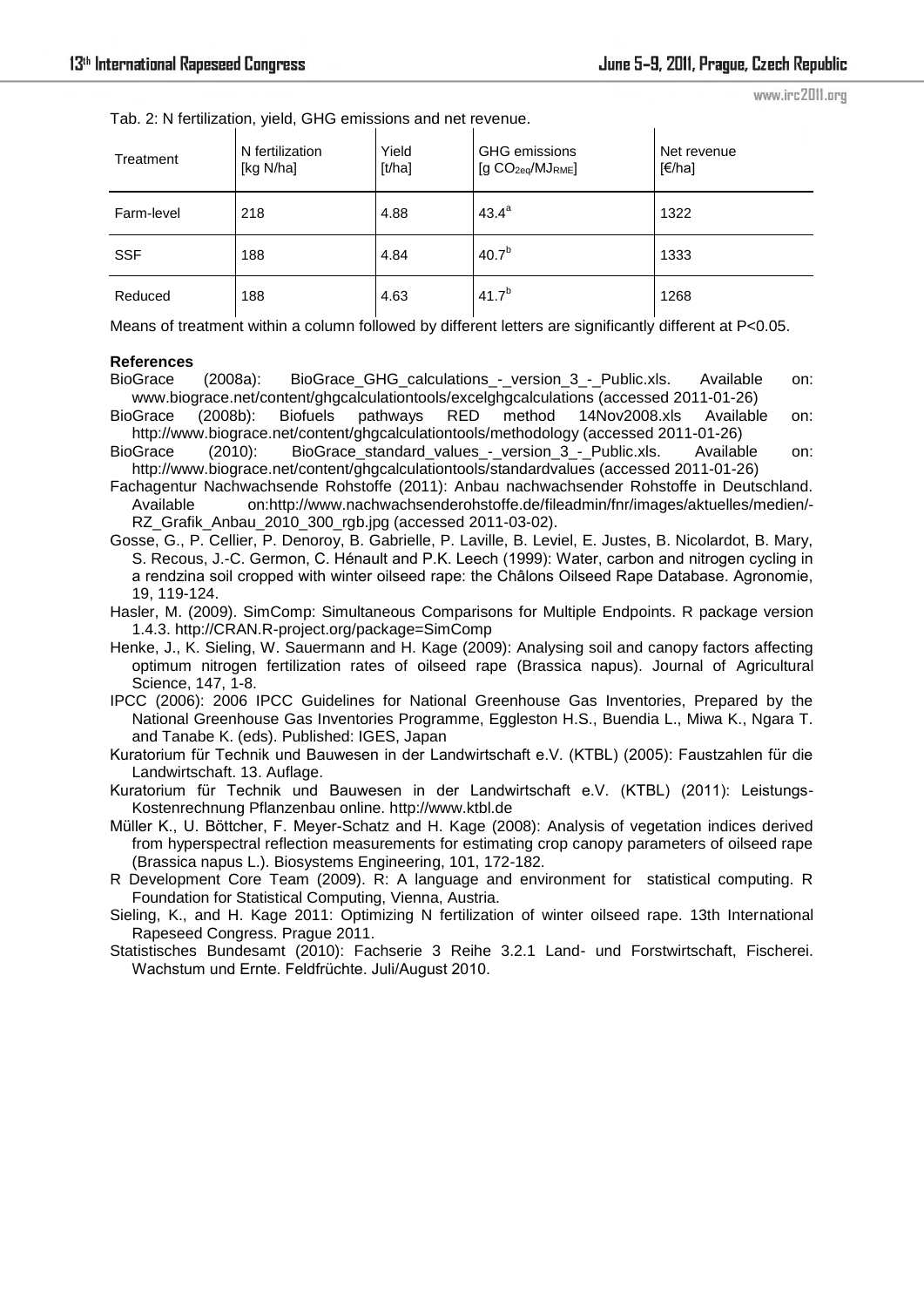Tab. 2: N fertilization, yield, GHG emissions and net revenue.

| Treatment | N fertilization [kg N/ha] | Yield [t/ha] | GHG emissions [g $CO_{2eq}$/$MJ_{RME}$] | Net revenue [€/ha] |
|---|---|---|---|---|
| Farm-level | 218 | 4.88 | 43.4[a] | 1322 |
| SSF | 188 | 4.84 | 40.7[b] | 1333 |
| Reduced | 188 | 4.63 | 41.7[b] | 1268 |

Means of treatment within a column followed by different letters are significantly different at P<0.05.

**References**

BioGrace (2008a): BioGrace_GHG_calculations_-_version_3_-_Public.xls. Available on: www.biograce.net/content/ghgcalculationtools/excelghgcalculations (accessed 2011-01-26)

BioGrace (2008b): Biofuels pathways RED method 14Nov2008.xls Available on: http://www.biograce.net/content/ghgcalculationtools/methodology (accessed 2011-01-26)

BioGrace (2010): BioGrace_standard_values_-_version_3_-_Public.xls. Available on: http://www.biograce.net/content/ghgcalculationtools/standardvalues (accessed 2011-01-26)

Fachagentur Nachwachsende Rohstoffe (2011): Anbau nachwachsender Rohstoffe in Deutschland. Available on:http://www.nachwachsenderohstoffe.de/fileadmin/fnr/images/aktuelles/medien/-RZ_Grafik_Anbau_2010_300_rgb.jpg (accessed 2011-03-02).

Gosse, G., P. Cellier, P. Denoroy, B. Gabrielle, P. Laville, B. Leviel, E. Justes, B. Nicolardot, B. Mary, S. Recous, J.-C. Germon, C. Hénault and P.K. Leech (1999): Water, carbon and nitrogen cycling in a rendzina soil cropped with winter oilseed rape: the Châlons Oilseed Rape Database. Agronomie, 19, 119-124.

Hasler, M. (2009). SimComp: Simultaneous Comparisons for Multiple Endpoints. R package version 1.4.3. http://CRAN.R-project.org/package=SimComp

Henke, J., K. Sieling, W. Sauermann and H. Kage (2009): Analysing soil and canopy factors affecting optimum nitrogen fertilization rates of oilseed rape (Brassica napus). Journal of Agricultural Science, 147, 1-8.

IPCC (2006): 2006 IPCC Guidelines for National Greenhouse Gas Inventories, Prepared by the National Greenhouse Gas Inventories Programme, Eggleston H.S., Buendia L., Miwa K., Ngara T. and Tanabe K. (eds). Published: IGES, Japan

Kuratorium für Technik und Bauwesen in der Landwirtschaft e.V. (KTBL) (2005): Faustzahlen für die Landwirtschaft. 13. Auflage.

Kuratorium für Technik und Bauwesen in der Landwirtschaft e.V. (KTBL) (2011): Leistungs-Kostenrechnung Pflanzenbau online. http://www.ktbl.de

Müller K., U. Böttcher, F. Meyer-Schatz and H. Kage (2008): Analysis of vegetation indices derived from hyperspectral reflection measurements for estimating crop canopy parameters of oilseed rape (Brassica napus L.). Biosystems Engineering, 101, 172-182.

R Development Core Team (2009). R: A language and environment for statistical computing. R Foundation for Statistical Computing, Vienna, Austria.

Sieling, K., and H. Kage 2011: Optimizing N fertilization of winter oilseed rape. 13th International Rapeseed Congress. Prague 2011.

Statistisches Bundesamt (2010): Fachserie 3 Reihe 3.2.1 Land- und Forstwirtschaft, Fischerei. Wachstum und Ernte. Feldfrüchte. Juli/August 2010.